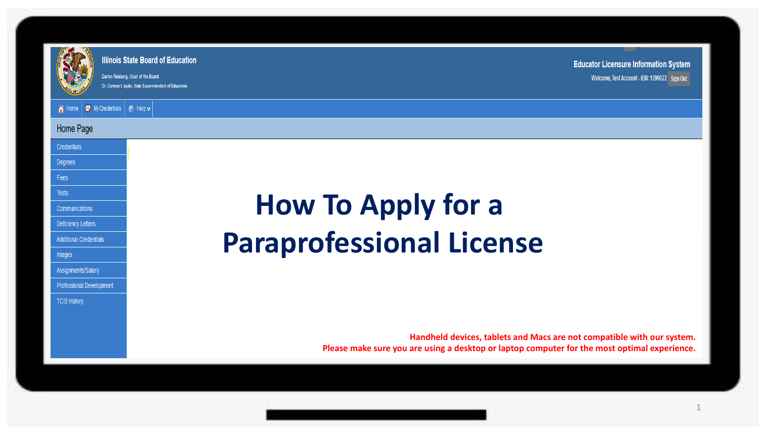Illinois State Board of Education

Darren Reisberg, Chair of the Board

Dr. Carmen I. Ayala, State Superintendent of Education

Educator Licensure Information System

Welcome, Test Account - IEIN: 1299022 Sign Out

Home | My Credentials | Help

Home Page

- Credentials
- Degrees
- Fees
- Tests
- Communications
- Deficiency Letters
- Additional Credentials
- Images
- Assignments/Salary
- Professional Development
- TCIS History

# How To Apply for a Paraprofessional License

**Handheld devices, tablets and Macs are not compatible with our system.**
**Please make sure you are using a desktop or laptop computer for the most optimal experience.**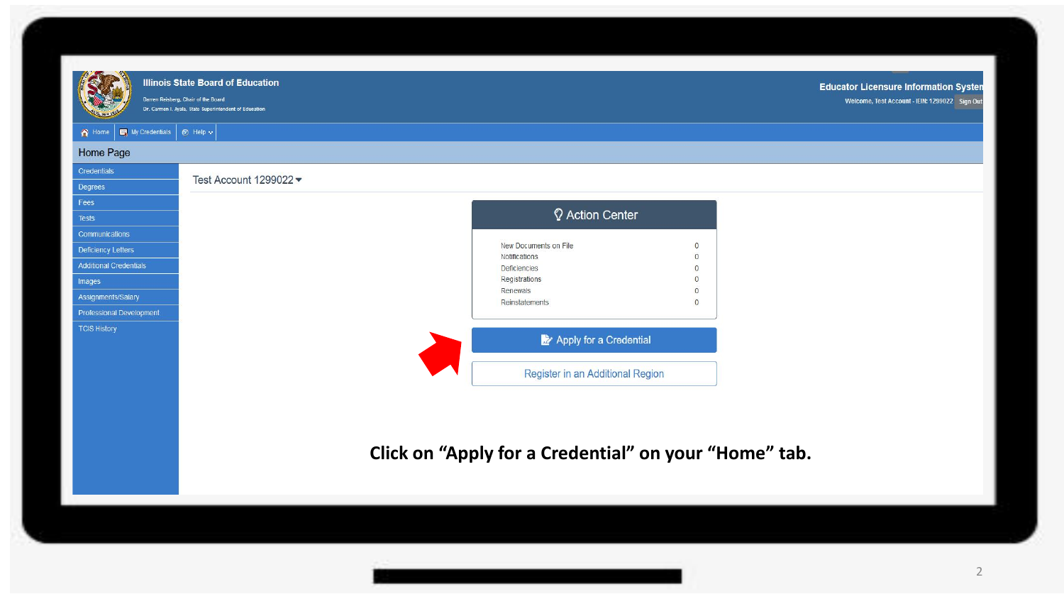Illinois State Board of Education

Darren Reisberg, Chair of the Board
Dr. Carmen I. Ayala, State Superintendent of Education

Educator Licensure Information System

Welcome, Test Account - IEIN: 1299022 Sign Out

Home | My Credentials | Help

## Home Page

- Credentials
- Degrees
- Fees
- Tests
- Communications
- Deficiency Letters
- Additional Credentials
- Images
- Assignments/Salary
- Professional Development
- TCIS History

Test Account 1299022

### Action Center

| | |
|---|---|
| New Documents on File | 0 |
| Notifications | 0 |
| Deficiencies | 0 |
| Registrations | 0 |
| Renewals | 0 |
| Reinstatements | 0 |

Apply for a Credential

Register in an Additional Region

**Click on "Apply for a Credential" on your "Home" tab.**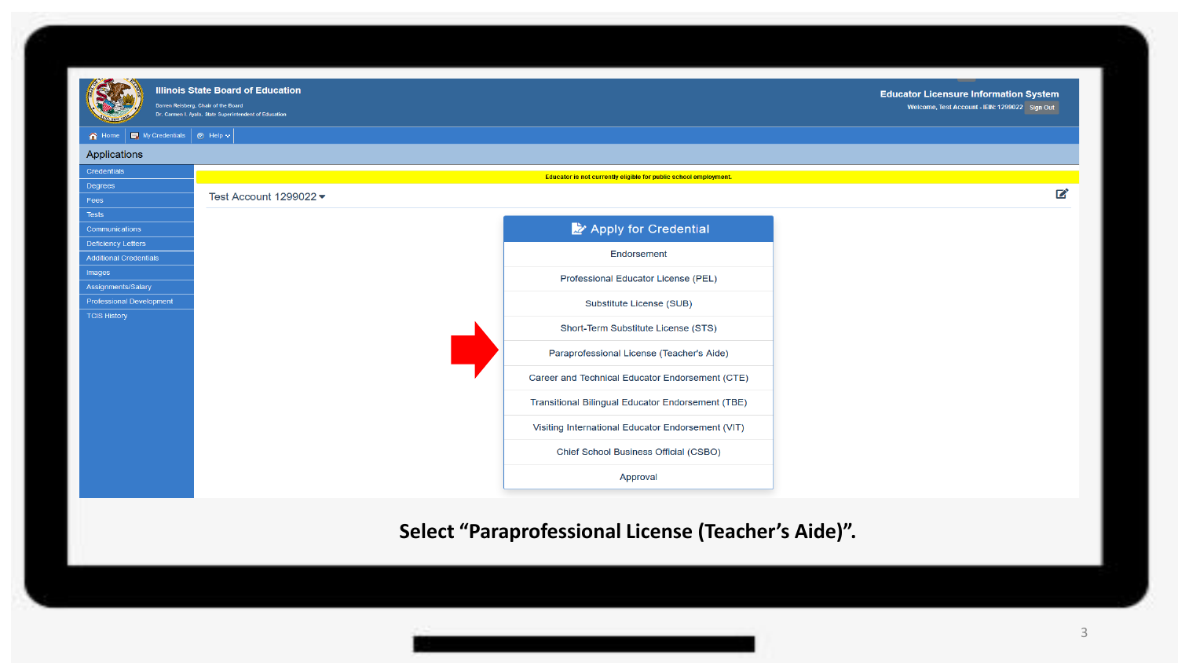Illinois State Board of Education

Darren Reisberg, Chair of the Board
Dr. Carmen I. Ayala, State Superintendent of Education

Educator Licensure Information System

Welcome, Test Account - IEIN: 1299022 Sign Out

Home | My Credentials | Help

Applications

- Credentials
- Degrees
- Fees
- Tests
- Communications
- Deficiency Letters
- Additional Credentials
- Images
- Assignments/Salary
- Professional Development
- TCIS History

Educator is not currently eligible for public school employment.

Test Account 1299022

**Apply for Credential**

- Endorsement
- Professional Educator License (PEL)
- Substitute License (SUB)
- Short-Term Substitute License (STS)
- Paraprofessional License (Teacher's Aide)
- Career and Technical Educator Endorsement (CTE)
- Transitional Bilingual Educator Endorsement (TBE)
- Visiting International Educator Endorsement (VIT)
- Chief School Business Official (CSBO)
- Approval

**Select "Paraprofessional License (Teacher's Aide)".**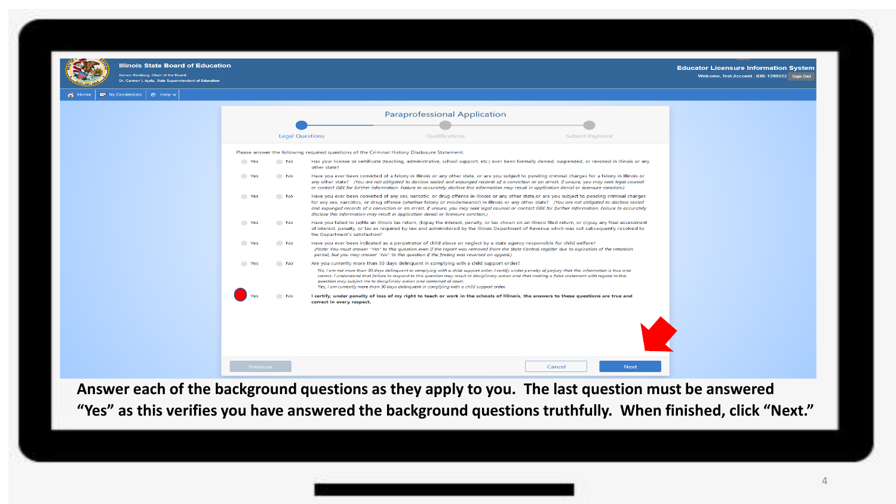**Illinois State Board of Education**

Darren Reisberg, Chair of the Board
Dr. Carmen I. Ayala, State Superintendent of Education

**Educator Licensure Information System**
Welcome, Test Account - IEIN: 1299022 Sign Out

Home | My Credentials | Help

## Paraprofessional Application

Legal Questions — Qualifications — Submit Payment

Please answer the following required questions of the Criminal History Disclosure Statement.

- Yes / No — Has your license or certificate (teaching, administrative, school support, etc.) ever been formally denied, suspended, or revoked in Illinois or any other state?
- Yes / No — Have you ever been convicted of a felony in Illinois or any other state, or are you subject to pending criminal charges for a felony in Illinois or any other state? *(You are not obligated to disclose sealed and expunged records of a conviction or an arrest. If unsure, you may seek legal counsel or contact ISBE for further information. Failure to accurately disclose this information may result in application denial or licensure sanction.)*
- Yes / No — Have you ever been convicted of any sex, narcotic, or drug offense in Illinois or any other state,or are you subject to pending criminal charges for any sex, narcotics, or drug offense (whether felony or misdemeanor) in Illinois or any other state? *(You are not obligated to disclose sealed and expunged records of a conviction or an arrest. If unsure, you may seek legal counsel or contact ISBE for further information. Failure to accurately disclose this information may result in application denial or licensure sanction.)*
- Yes / No — Have you failed to (a)file an Illinois tax return, (b)pay the interest, penalty, or tax shown on an Illinois filed return, or (c)pay any final assessment of interest, penalty, or tax as required by law and administered by the Illinois Department of Revenue which was not subsequently resolved to the Department's satisfaction?
- Yes / No — Have you ever been indicated as a perpetrator of child abuse or neglect by a state agency responsible for child welfare? *(Note: You must answer "Yes" to this question even if the report was removed from the State Central register due to expiration of the retention period, but you may answer "No" to this question if the finding was reversed on appeal.)*
- Yes / No — Are you currently more than 30 days delinquent in complying with a child support order?
  - *No, I am not more than 30 days delinquent in complying with a child support order. I certify under penalty of perjury that this information is true and correct. I understand that failure to respond to this question may result in disciplinary action and that making a false statement with regard to this question may subject me to disciplinary action and contempt of court.*
  - *Yes, I am currently more than 30 days delinquent in complying with a child support order.*
- Yes / No — **I certify, under penalty of loss of my right to teach or work in the schools of Illinois, the answers to these questions are true and correct in every respect.**

Previous | Cancel | Next

**Answer each of the background questions as they apply to you. The last question must be answered "Yes" as this verifies you have answered the background questions truthfully. When finished, click "Next."**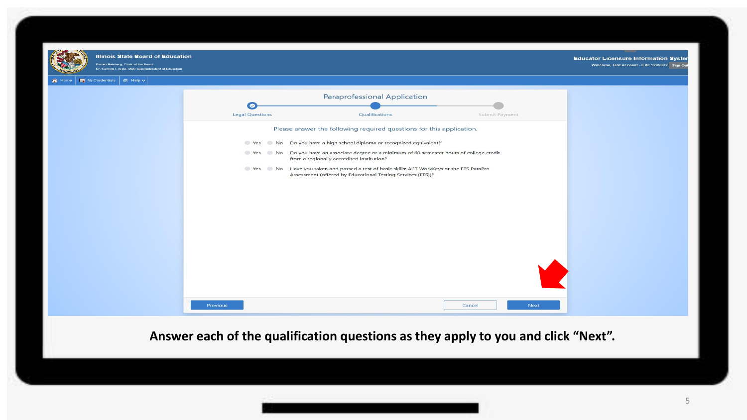Illinois State Board of Education

Darren Reisberg, Chair of the Board
Dr. Carmen I. Ayala, State Superintendent of Education

Educator Licensure Information System
Welcome, Test Account - IEIN: 1290022 Sign Out

Home | My Credentials | Help

## Paraprofessional Application

Legal Questions — Qualifications — Submit Payment

Please answer the following required questions for this application.

- Yes / No — Do you have a high school diploma or recognized equivalent?
- Yes / No — Do you have an associate degree or a minimum of 60 semester hours of college credit from a regionally accredited institution?
- Yes / No — Have you taken and passed a test of basic skills: ACT WorkKeys or the ETS ParaPro Assessment (offered by Educational Testing Services (ETS))?

Previous | Cancel | Next

**Answer each of the qualification questions as they apply to you and click "Next".**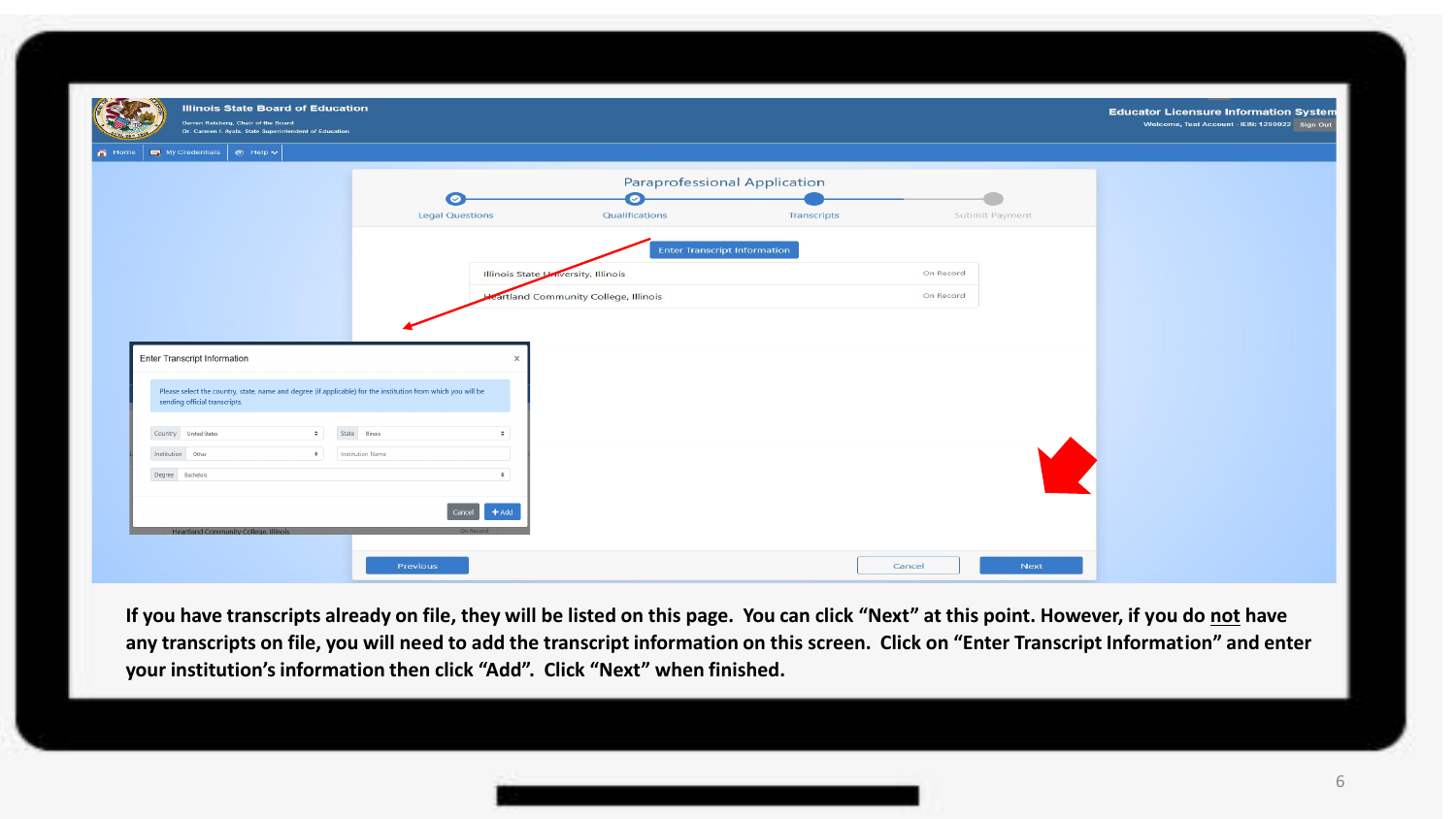Illinois State Board of Education

Darren Reisberg, Chair of the Board
Dr. Carmen I. Ayala, State Superintendent of Education

Educator Licensure Information System

Welcome, Test Account · IEIN: 1299922 Sign Out

Home | My Credentials | Help

## Paraprofessional Application

Legal Questions — Qualifications — Transcripts — Submit Payment

Enter Transcript Information

| | |
|---|---|
| Illinois State University, Illinois | On Record |
| Heartland Community College, Illinois | On Record |

**Enter Transcript Information**

Please select the country, state, name and degree (if applicable) for the institution from which you will be sending official transcripts.

Country: United States
State: Illinois
Institution: Other
Institution Name
Degree: Bachelors

Cancel | + Add

Previous | Cancel | Next

**If you have transcripts already on file, they will be listed on this page. You can click "Next" at this point. However, if you do not have any transcripts on file, you will need to add the transcript information on this screen. Click on "Enter Transcript Information" and enter your institution's information then click "Add". Click "Next" when finished.**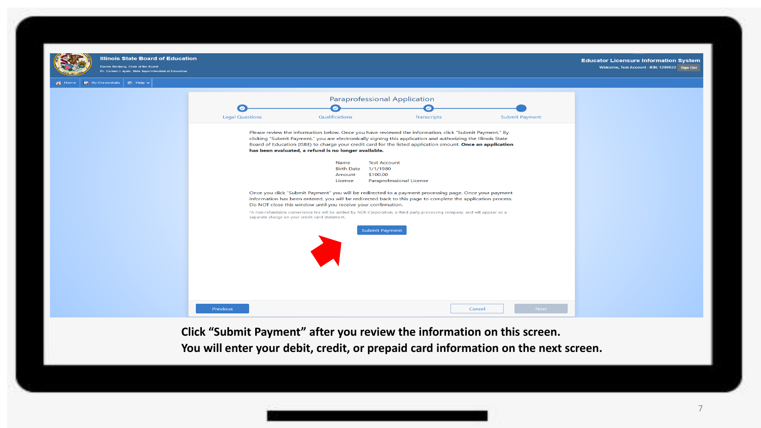Illinois State Board of Education

Darren Reisberg, Chair of the Board

Dr. Carmen I. Ayala, State Superintendent of Education

Educator Licensure Information System

Welcome, Test Account - IEIN: 1299022 Sign Out

Home | My Credentials | Help

## Paraprofessional Application

Legal Questions — Qualifications — Transcripts — Submit Payment

Please review the information below. Once you have reviewed the information, click "Submit Payment." By clicking "Submit Payment," you are electronically signing this application and authorizing the Illinois State Board of Education (ISBE) to charge your credit card for the listed application amount. **Once an application has been evaluated, a refund is no longer available.**

| | |
|---|---|
| Name | Test Account |
| Birth Date | 1/1/1980 |
| Amount | $100.00 |
| License | Paraprofessional License |

Once you click "Submit Payment" you will be redirected to a payment processing page. Once your payment information has been entered, you will be redirected back to this page to complete the application process. Do NOT close this window until you receive your confirmation.

*A non-refundable convenience fee will be added by NCR Corporation, a third party processing company, and will appear as a separate charge on your credit card statement.

Submit Payment

Previous | Cancel | Next

**Click "Submit Payment" after you review the information on this screen.**

**You will enter your debit, credit, or prepaid card information on the next screen.**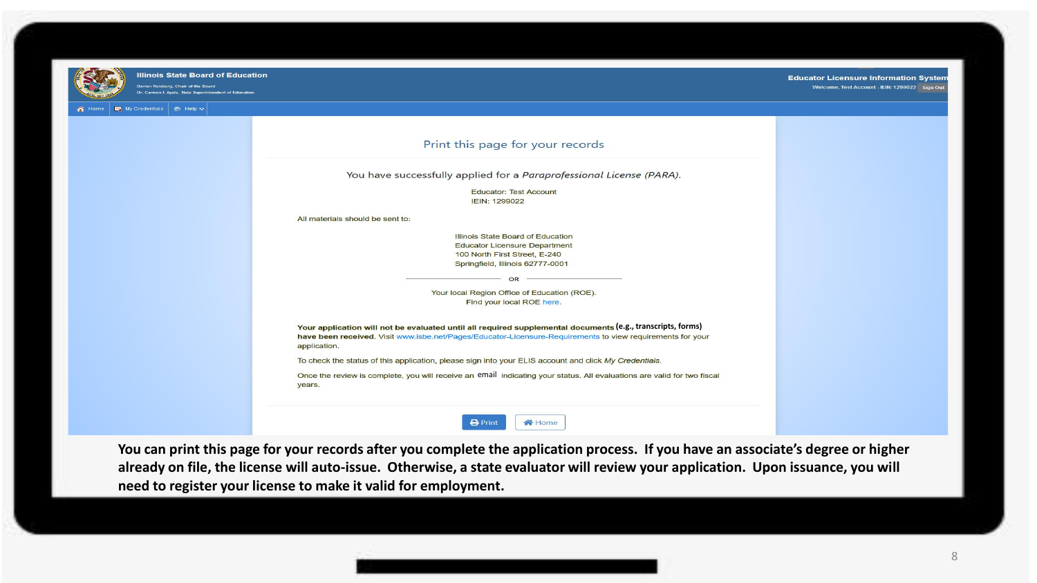Illinois State Board of Education

Darren Reisberg, Chair of the Board

Dr. Carmen I. Ayala, State Superintendent of Education

Educator Licensure Information System

Welcome, Test Account - IEIN: 1299022 Sign Out

Home | My Credentials | Help

Print this page for your records

You have successfully applied for a *Paraprofessional License (PARA)*.

Educator: Test Account
IEIN: 1299022

All materials should be sent to:

Illinois State Board of Education
Educator Licensure Department
100 North First Street, E-240
Springfield, Illinois 62777-0001

OR

Your local Region Office of Education (ROE).
Find your local ROE here.

**Your application will not be evaluated until all required supplemental documents (e.g., transcripts, forms) have been received.** Visit www.isbe.net/Pages/Educator-Licensure-Requirements to view requirements for your application.

To check the status of this application, please sign into your ELIS account and click *My Credentials*.

Once the review is complete, you will receive an email indicating your status. All evaluations are valid for two fiscal years.

Print | Home

**You can print this page for your records after you complete the application process. If you have an associate's degree or higher already on file, the license will auto-issue. Otherwise, a state evaluator will review your application. Upon issuance, you will need to register your license to make it valid for employment.**